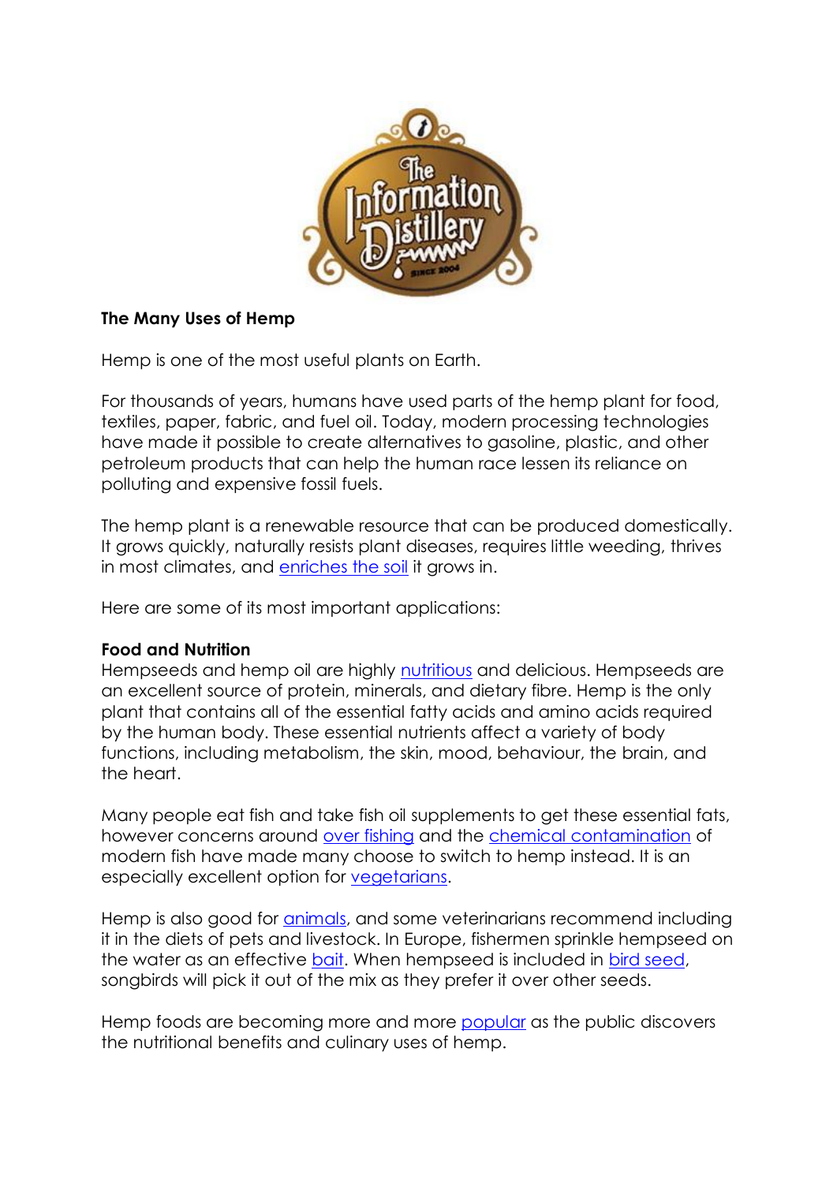**The Many Uses of Hemp**

Hemp is one of the most useful plants on Earth.

For thousands of years, humans have used parts of the hemp plant for food, textiles, paper, fabric, and fuel oil. Today, modern processing technologies have made it possible to create alternatives to gasoline, plastic, and other petroleum products that can help the human race lessen its reliance on polluting and expensive fossil fuels.

The hemp plant is a renewable resource that can be produced domestically. It grows quickly, naturally resists plant diseases, requires little weeding, thrives in most climates, and enriches the soil it grows in.

Here are some of its most important applications:

**Food and Nutrition**

Hempseeds and hemp oil are highly nutritious and delicious. Hempseeds are an excellent source of protein, minerals, and dietary fibre. Hemp is the only plant that contains all of the essential fatty acids and amino acids required by the human body. These essential nutrients affect a variety of body functions, including metabolism, the skin, mood, behaviour, the brain, and the heart.

Many people eat fish and take fish oil supplements to get these essential fats, however concerns around over fishing and the chemical contamination of modern fish have made many choose to switch to hemp instead. It is an especially excellent option for vegetarians.

Hemp is also good for animals, and some veterinarians recommend including it in the diets of pets and livestock. In Europe, fishermen sprinkle hempseed on the water as an effective bait. When hempseed is included in bird seed, songbirds will pick it out of the mix as they prefer it over other seeds.

Hemp foods are becoming more and more popular as the public discovers the nutritional benefits and culinary uses of hemp.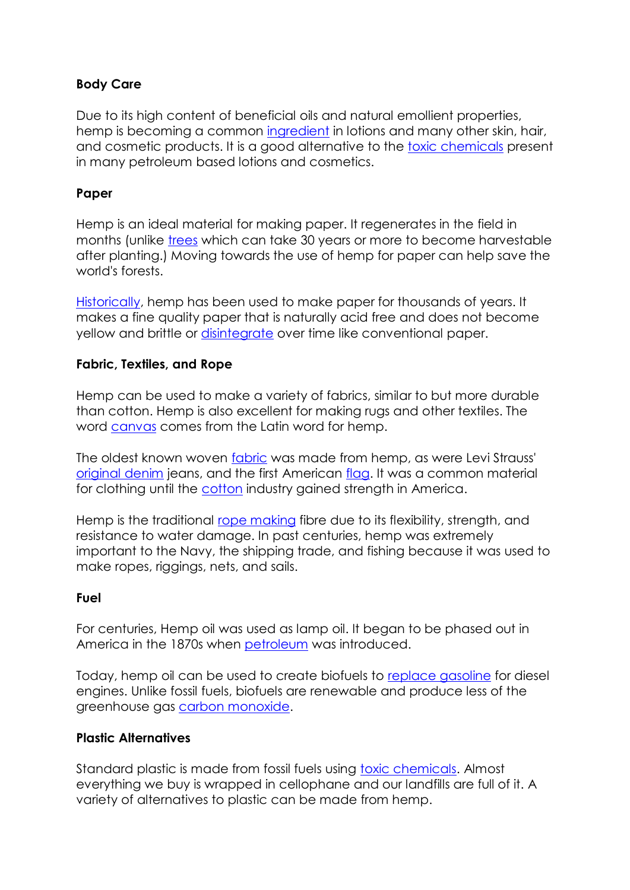**Body Care**

Due to its high content of beneficial oils and natural emollient properties, hemp is becoming a common ingredient in lotions and many other skin, hair, and cosmetic products. It is a good alternative to the toxic chemicals present in many petroleum based lotions and cosmetics.

**Paper**

Hemp is an ideal material for making paper. It regenerates in the field in months (unlike trees which can take 30 years or more to become harvestable after planting.) Moving towards the use of hemp for paper can help save the world's forests.

Historically, hemp has been used to make paper for thousands of years. It makes a fine quality paper that is naturally acid free and does not become yellow and brittle or disintegrate over time like conventional paper.

**Fabric, Textiles, and Rope**

Hemp can be used to make a variety of fabrics, similar to but more durable than cotton. Hemp is also excellent for making rugs and other textiles. The word canvas comes from the Latin word for hemp.

The oldest known woven fabric was made from hemp, as were Levi Strauss' original denim jeans, and the first American flag. It was a common material for clothing until the cotton industry gained strength in America.

Hemp is the traditional rope making fibre due to its flexibility, strength, and resistance to water damage. In past centuries, hemp was extremely important to the Navy, the shipping trade, and fishing because it was used to make ropes, riggings, nets, and sails.

**Fuel**

For centuries, Hemp oil was used as lamp oil. It began to be phased out in America in the 1870s when petroleum was introduced.

Today, hemp oil can be used to create biofuels to replace gasoline for diesel engines. Unlike fossil fuels, biofuels are renewable and produce less of the greenhouse gas carbon monoxide.

**Plastic Alternatives**

Standard plastic is made from fossil fuels using toxic chemicals. Almost everything we buy is wrapped in cellophane and our landfills are full of it. A variety of alternatives to plastic can be made from hemp.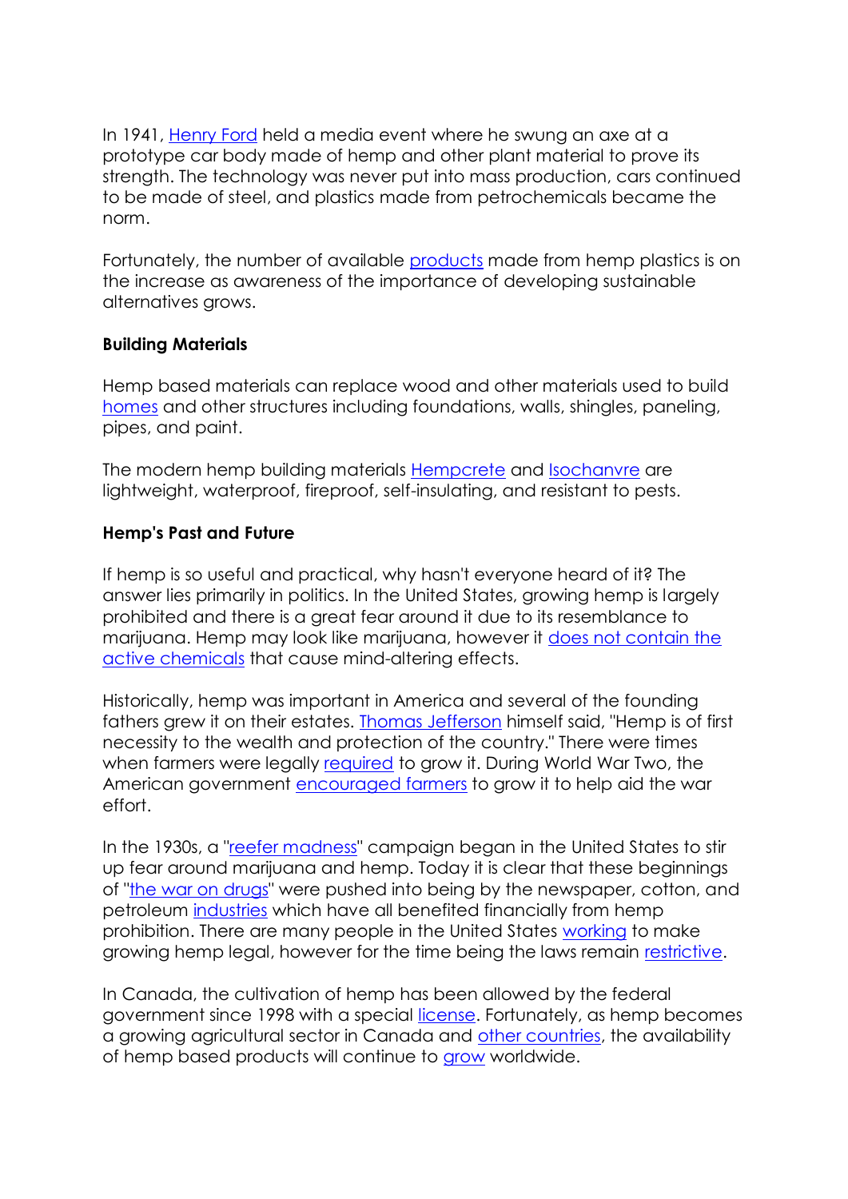In 1941, Henry Ford held a media event where he swung an axe at a prototype car body made of hemp and other plant material to prove its strength. The technology was never put into mass production, cars continued to be made of steel, and plastics made from petrochemicals became the norm.

Fortunately, the number of available products made from hemp plastics is on the increase as awareness of the importance of developing sustainable alternatives grows.

**Building Materials**

Hemp based materials can replace wood and other materials used to build homes and other structures including foundations, walls, shingles, paneling, pipes, and paint.

The modern hemp building materials Hempcrete and Isochanvre are lightweight, waterproof, fireproof, self-insulating, and resistant to pests.

**Hemp's Past and Future**

If hemp is so useful and practical, why hasn't everyone heard of it? The answer lies primarily in politics. In the United States, growing hemp is largely prohibited and there is a great fear around it due to its resemblance to marijuana. Hemp may look like marijuana, however it does not contain the active chemicals that cause mind-altering effects.

Historically, hemp was important in America and several of the founding fathers grew it on their estates. Thomas Jefferson himself said, "Hemp is of first necessity to the wealth and protection of the country." There were times when farmers were legally required to grow it. During World War Two, the American government encouraged farmers to grow it to help aid the war effort.

In the 1930s, a "reefer madness" campaign began in the United States to stir up fear around marijuana and hemp. Today it is clear that these beginnings of "the war on drugs" were pushed into being by the newspaper, cotton, and petroleum industries which have all benefited financially from hemp prohibition. There are many people in the United States working to make growing hemp legal, however for the time being the laws remain restrictive.

In Canada, the cultivation of hemp has been allowed by the federal government since 1998 with a special license. Fortunately, as hemp becomes a growing agricultural sector in Canada and other countries, the availability of hemp based products will continue to grow worldwide.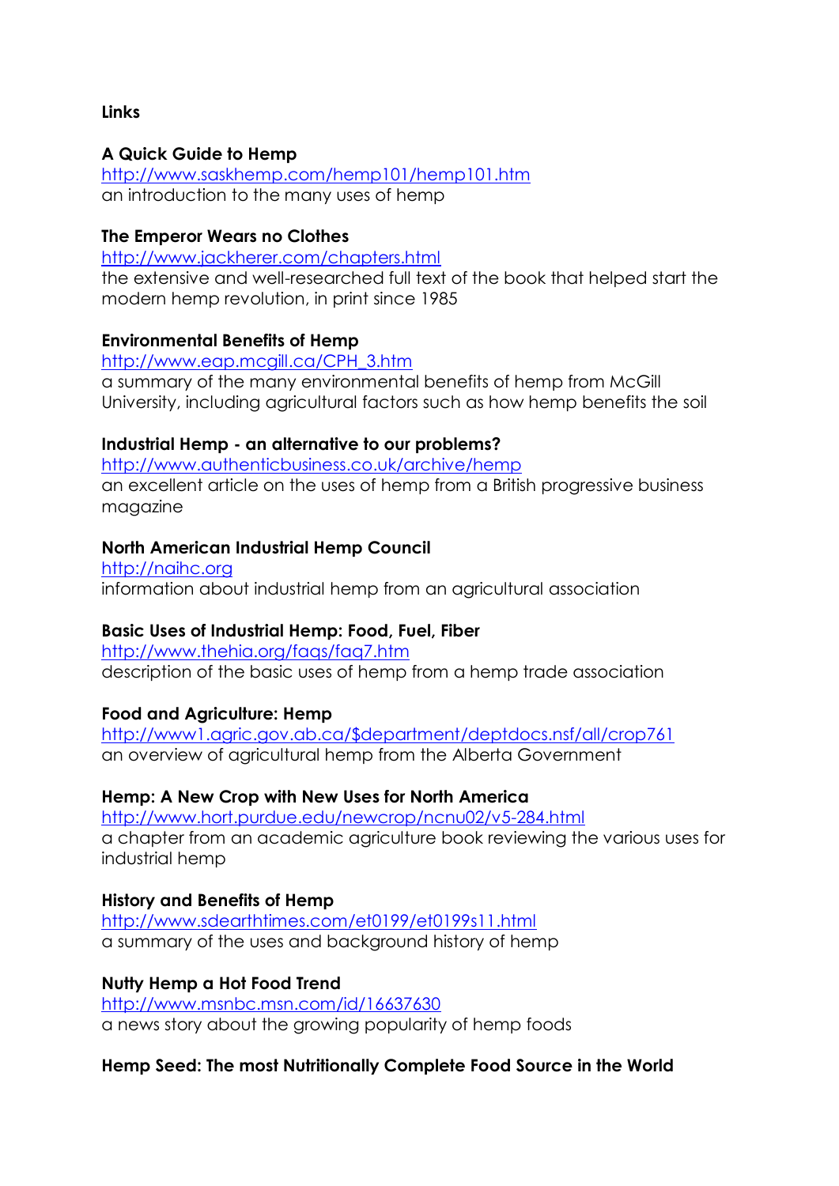**Links**

**A Quick Guide to Hemp**
http://www.saskhemp.com/hemp101/hemp101.htm
an introduction to the many uses of hemp

**The Emperor Wears no Clothes**
http://www.jackherer.com/chapters.html
the extensive and well-researched full text of the book that helped start the modern hemp revolution, in print since 1985

**Environmental Benefits of Hemp**
http://www.eap.mcgill.ca/CPH_3.htm
a summary of the many environmental benefits of hemp from McGill University, including agricultural factors such as how hemp benefits the soil

**Industrial Hemp - an alternative to our problems?**
http://www.authenticbusiness.co.uk/archive/hemp
an excellent article on the uses of hemp from a British progressive business magazine

**North American Industrial Hemp Council**
http://naihc.org
information about industrial hemp from an agricultural association

**Basic Uses of Industrial Hemp: Food, Fuel, Fiber**
http://www.thehia.org/faqs/faq7.htm
description of the basic uses of hemp from a hemp trade association

**Food and Agriculture: Hemp**
http://www1.agric.gov.ab.ca/$department/deptdocs.nsf/all/crop761
an overview of agricultural hemp from the Alberta Government

**Hemp: A New Crop with New Uses for North America**
http://www.hort.purdue.edu/newcrop/ncnu02/v5-284.html
a chapter from an academic agriculture book reviewing the various uses for industrial hemp

**History and Benefits of Hemp**
http://www.sdearthtimes.com/et0199/et0199s11.html
a summary of the uses and background history of hemp

**Nutty Hemp a Hot Food Trend**
http://www.msnbc.msn.com/id/16637630
a news story about the growing popularity of hemp foods

**Hemp Seed: The most Nutritionally Complete Food Source in the World**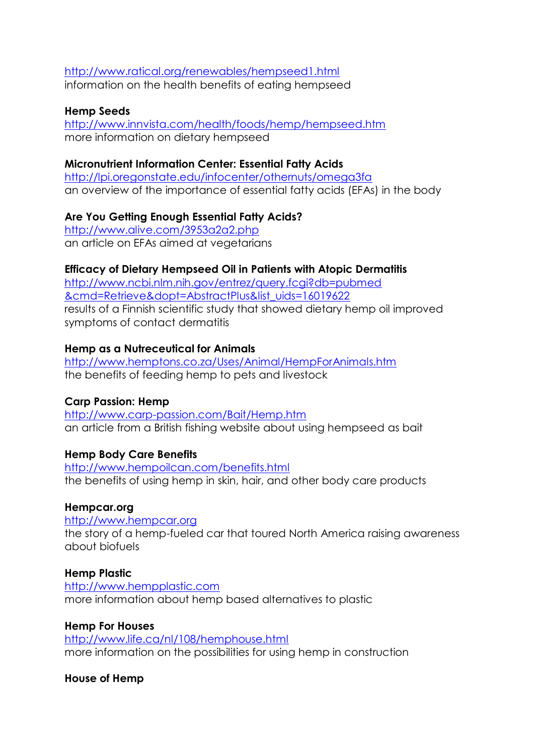http://www.ratical.org/renewables/hempseed1.html
information on the health benefits of eating hempseed

**Hemp Seeds**
http://www.innvista.com/health/foods/hemp/hempseed.htm
more information on dietary hempseed

**Micronutrient Information Center: Essential Fatty Acids**
http://lpi.oregonstate.edu/infocenter/othernuts/omega3fa
an overview of the importance of essential fatty acids (EFAs) in the body

**Are You Getting Enough Essential Fatty Acids?**
http://www.alive.com/3953a2a2.php
an article on EFAs aimed at vegetarians

**Efficacy of Dietary Hempseed Oil in Patients with Atopic Dermatitis**
http://www.ncbi.nlm.nih.gov/entrez/query.fcgi?db=pubmed&cmd=Retrieve&dopt=AbstractPlus&list_uids=16019622
results of a Finnish scientific study that showed dietary hemp oil improved symptoms of contact dermatitis

**Hemp as a Nutreceutical for Animals**
http://www.hemptons.co.za/Uses/Animal/HempForAnimals.htm
the benefits of feeding hemp to pets and livestock

**Carp Passion: Hemp**
http://www.carp-passion.com/Bait/Hemp.htm
an article from a British fishing website about using hempseed as bait

**Hemp Body Care Benefits**
http://www.hempoilcan.com/benefits.html
the benefits of using hemp in skin, hair, and other body care products

**Hempcar.org**
http://www.hempcar.org
the story of a hemp-fueled car that toured North America raising awareness about biofuels

**Hemp Plastic**
http://www.hempplastic.com
more information about hemp based alternatives to plastic

**Hemp For Houses**
http://www.life.ca/nl/108/hemphouse.html
more information on the possibilities for using hemp in construction

**House of Hemp**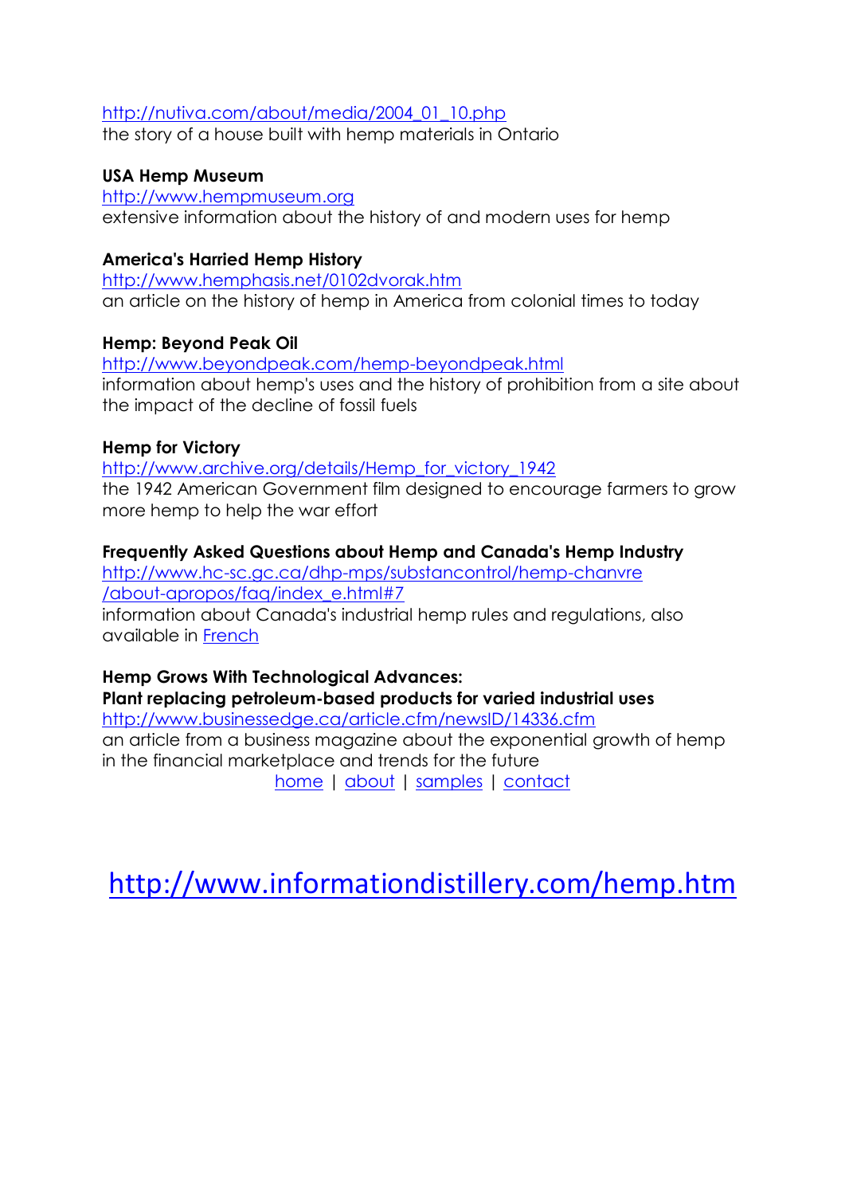http://nutiva.com/about/media/2004_01_10.php
the story of a house built with hemp materials in Ontario

**USA Hemp Museum**
http://www.hempmuseum.org
extensive information about the history of and modern uses for hemp

**America's Harried Hemp History**
http://www.hemphasis.net/0102dvorak.htm
an article on the history of hemp in America from colonial times to today

**Hemp: Beyond Peak Oil**
http://www.beyondpeak.com/hemp-beyondpeak.html
information about hemp's uses and the history of prohibition from a site about the impact of the decline of fossil fuels

**Hemp for Victory**
http://www.archive.org/details/Hemp_for_victory_1942
the 1942 American Government film designed to encourage farmers to grow more hemp to help the war effort

**Frequently Asked Questions about Hemp and Canada's Hemp Industry**
http://www.hc-sc.gc.ca/dhp-mps/substancontrol/hemp-chanvre/about-apropos/faq/index_e.html#7
information about Canada's industrial hemp rules and regulations, also available in French

**Hemp Grows With Technological Advances:**
**Plant replacing petroleum-based products for varied industrial uses**
http://www.businessedge.ca/article.cfm/newsID/14336.cfm
an article from a business magazine about the exponential growth of hemp in the financial marketplace and trends for the future

home | about | samples | contact

http://www.informationdistillery.com/hemp.htm